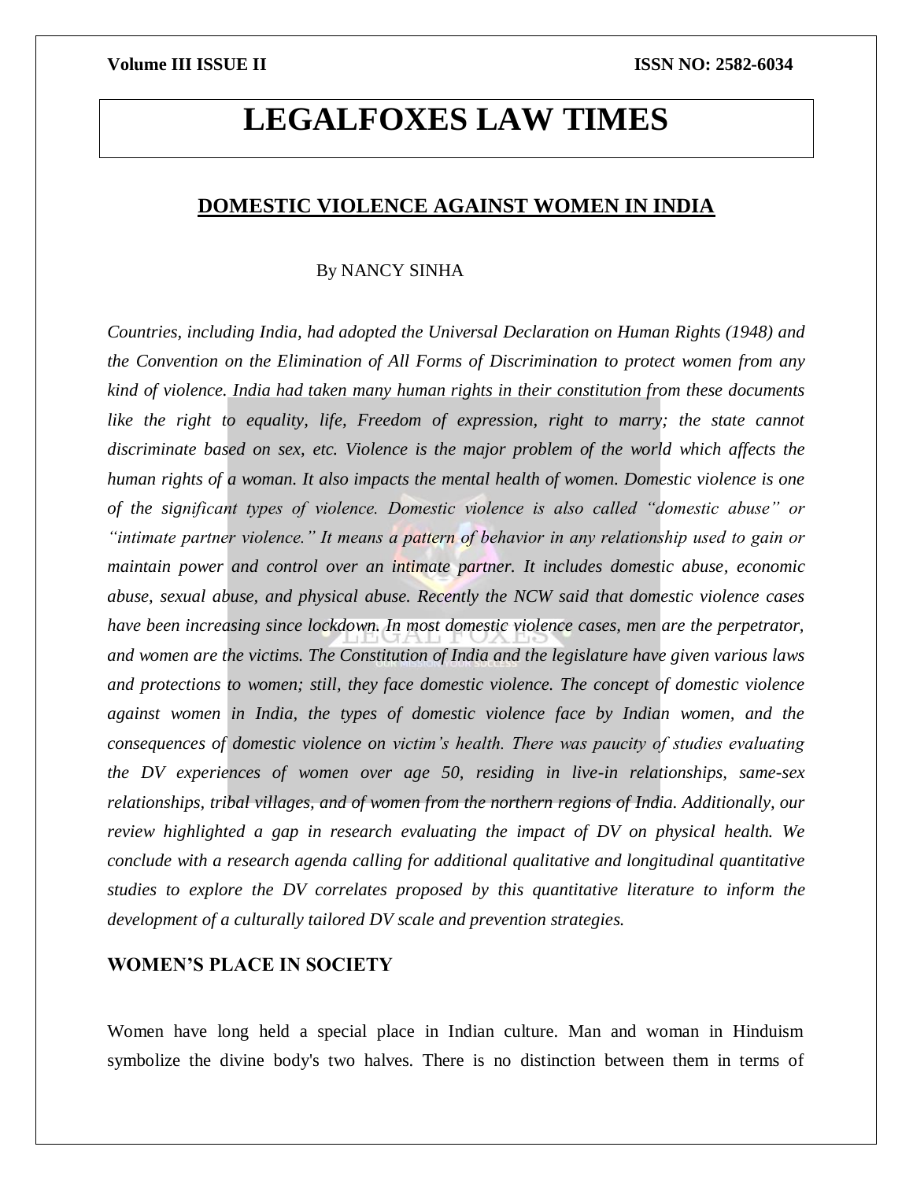# LEGALFOXES LAW TIMES

## DOMESTIC VIOLENCE AGAINST WOMEN IN INDIA

By NANCY SINHA

*Countries, including India, had adopted the Universal Declaration on Human Rights (1948) and the Convention on the Elimination of All Forms of Discrimination to protect women from any kind of violence. India had taken many human rights in their constitution from these documents like the right to equality, life, Freedom of expression, right to marry; the state cannot discriminate based on sex, etc. Violence is the major problem of the world which affects the human rights of a woman. It also impacts the mental health of women. Domestic violence is one of the significant types of violence. Domestic violence is also called "domestic abuse" or "intimate partner violence." It means a pattern of behavior in any relationship used to gain or maintain power and control over an intimate partner. It includes domestic abuse, economic abuse, sexual abuse, and physical abuse. Recently the NCW said that domestic violence cases have been increasing since lockdown. In most domestic violence cases, men are the perpetrator, and women are the victims. The Constitution of India and the legislature have given various laws and protections to women; still, they face domestic violence. The concept of domestic violence against women in India, the types of domestic violence face by Indian women, and the consequences of domestic violence on victim's health. There was paucity of studies evaluating the DV experiences of women over age 50, residing in live-in relationships, same-sex relationships, tribal villages, and of women from the northern regions of India. Additionally, our review highlighted a gap in research evaluating the impact of DV on physical health. We conclude with a research agenda calling for additional qualitative and longitudinal quantitative studies to explore the DV correlates proposed by this quantitative literature to inform the development of a culturally tailored DV scale and prevention strategies.*

### WOMEN'S PLACE IN SOCIETY

Women have long held a special place in Indian culture. Man and woman in Hinduism symbolize the divine body's two halves. There is no distinction between them in terms of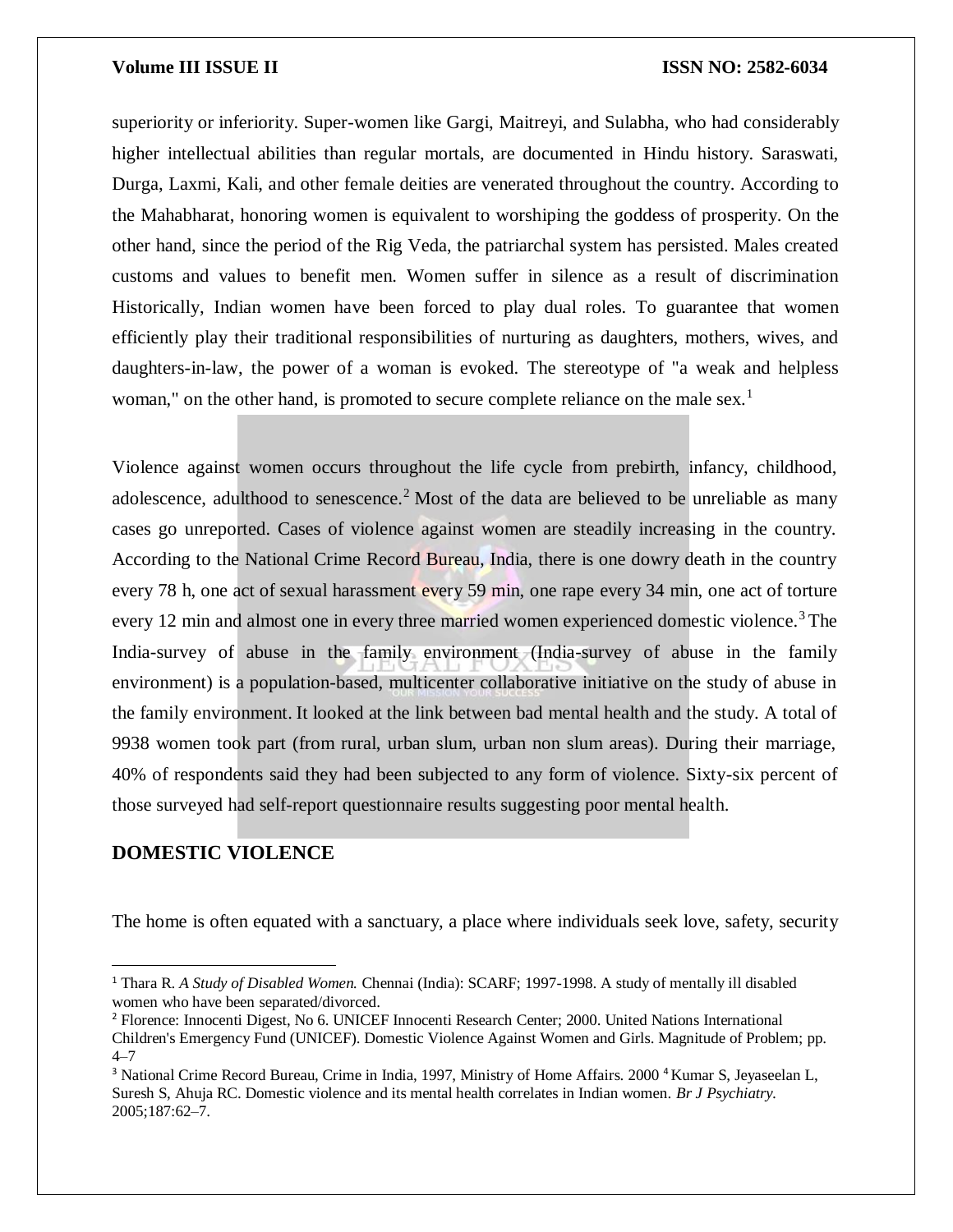superiority or inferiority. Super-women like Gargi, Maitreyi, and Sulabha, who had considerably higher intellectual abilities than regular mortals, are documented in Hindu history. Saraswati, Durga, Laxmi, Kali, and other female deities are venerated throughout the country. According to the Mahabharat, honoring women is equivalent to worshiping the goddess of prosperity. On the other hand, since the period of the Rig Veda, the patriarchal system has persisted. Males created customs and values to benefit men. Women suffer in silence as a result of discrimination Historically, Indian women have been forced to play dual roles. To guarantee that women efficiently play their traditional responsibilities of nurturing as daughters, mothers, wives, and daughters-in-law, the power of a woman is evoked. The stereotype of "a weak and helpless woman," on the other hand, is promoted to secure complete reliance on the male sex.[1]

Violence against women occurs throughout the life cycle from prebirth, infancy, childhood, adolescence, adulthood to senescence.[2] Most of the data are believed to be unreliable as many cases go unreported. Cases of violence against women are steadily increasing in the country. According to the National Crime Record Bureau, India, there is one dowry death in the country every 78 h, one act of sexual harassment every 59 min, one rape every 34 min, one act of torture every 12 min and almost one in every three married women experienced domestic violence.[3] The India-survey of abuse in the family environment (India-survey of abuse in the family environment) is a population-based, multicenter collaborative initiative on the study of abuse in the family environment. It looked at the link between bad mental health and the study. A total of 9938 women took part (from rural, urban slum, urban non slum areas). During their marriage, 40% of respondents said they had been subjected to any form of violence. Sixty-six percent of those surveyed had self-report questionnaire results suggesting poor mental health.

## DOMESTIC VIOLENCE

The home is often equated with a sanctuary, a place where individuals seek love, safety, security

---

[1] Thara R. *A Study of Disabled Women.* Chennai (India): SCARF; 1997-1998. A study of mentally ill disabled women who have been separated/divorced.

[2] Florence: Innocenti Digest, No 6. UNICEF Innocenti Research Center; 2000. United Nations International Children's Emergency Fund (UNICEF). Domestic Violence Against Women and Girls. Magnitude of Problem; pp. 4–7

[3] National Crime Record Bureau, Crime in India, 1997, Ministry of Home Affairs. 2000 [4] Kumar S, Jeyaseelan L, Suresh S, Ahuja RC. Domestic violence and its mental health correlates in Indian women. *Br J Psychiatry.* 2005;187:62–7.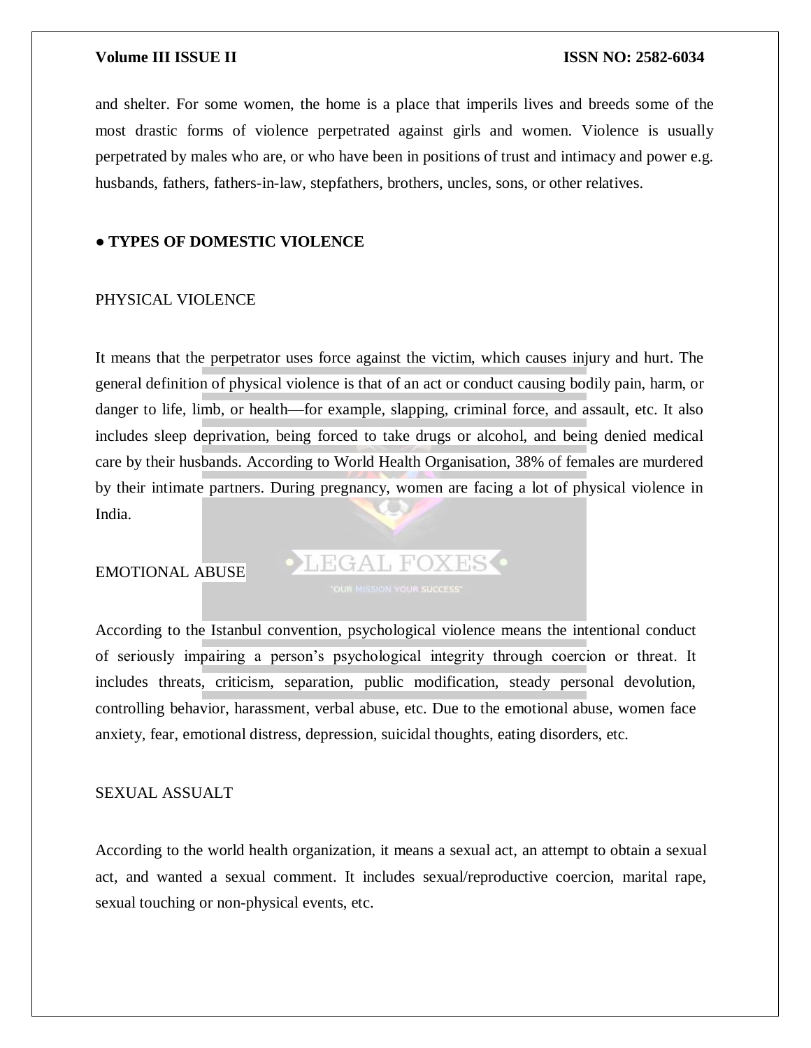and shelter. For some women, the home is a place that imperils lives and breeds some of the most drastic forms of violence perpetrated against girls and women. Violence is usually perpetrated by males who are, or who have been in positions of trust and intimacy and power e.g. husbands, fathers, fathers-in-law, stepfathers, brothers, uncles, sons, or other relatives.

## ● TYPES OF DOMESTIC VIOLENCE

### PHYSICAL VIOLENCE

It means that the perpetrator uses force against the victim, which causes injury and hurt. The general definition of physical violence is that of an act or conduct causing bodily pain, harm, or danger to life, limb, or health—for example, slapping, criminal force, and assault, etc. It also includes sleep deprivation, being forced to take drugs or alcohol, and being denied medical care by their husbands. According to World Health Organisation, 38% of females are murdered by their intimate partners. During pregnancy, women are facing a lot of physical violence in India.

### EMOTIONAL ABUSE

According to the Istanbul convention, psychological violence means the intentional conduct of seriously impairing a person's psychological integrity through coercion or threat. It includes threats, criticism, separation, public modification, steady personal devolution, controlling behavior, harassment, verbal abuse, etc. Due to the emotional abuse, women face anxiety, fear, emotional distress, depression, suicidal thoughts, eating disorders, etc.

### SEXUAL ASSUALT

According to the world health organization, it means a sexual act, an attempt to obtain a sexual act, and wanted a sexual comment. It includes sexual/reproductive coercion, marital rape, sexual touching or non-physical events, etc.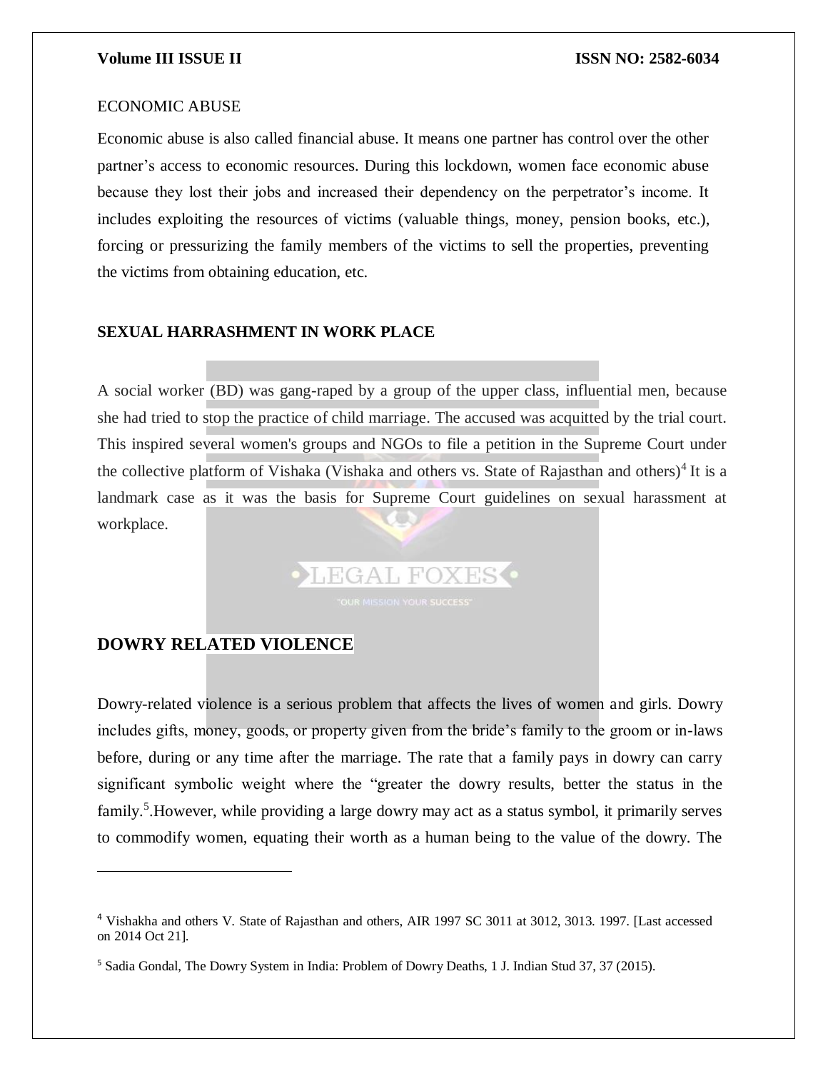ECONOMIC ABUSE

Economic abuse is also called financial abuse. It means one partner has control over the other partner's access to economic resources. During this lockdown, women face economic abuse because they lost their jobs and increased their dependency on the perpetrator's income. It includes exploiting the resources of victims (valuable things, money, pension books, etc.), forcing or pressurizing the family members of the victims to sell the properties, preventing the victims from obtaining education, etc.

## SEXUAL HARRASHMENT IN WORK PLACE

A social worker (BD) was gang-raped by a group of the upper class, influential men, because she had tried to stop the practice of child marriage. The accused was acquitted by the trial court. This inspired several women's groups and NGOs to file a petition in the Supreme Court under the collective platform of Vishaka (Vishaka and others vs. State of Rajasthan and others)[4] It is a landmark case as it was the basis for Supreme Court guidelines on sexual harassment at workplace.

## DOWRY RELATED VIOLENCE

Dowry-related violence is a serious problem that affects the lives of women and girls. Dowry includes gifts, money, goods, or property given from the bride's family to the groom or in-laws before, during or any time after the marriage. The rate that a family pays in dowry can carry significant symbolic weight where the "greater the dowry results, better the status in the family.[5].However, while providing a large dowry may act as a status symbol, it primarily serves to commodify women, equating their worth as a human being to the value of the dowry. The

---

[4] Vishakha and others V. State of Rajasthan and others, AIR 1997 SC 3011 at 3012, 3013. 1997. [Last accessed on 2014 Oct 21].

[5] Sadia Gondal, The Dowry System in India: Problem of Dowry Deaths, 1 J. Indian Stud 37, 37 (2015).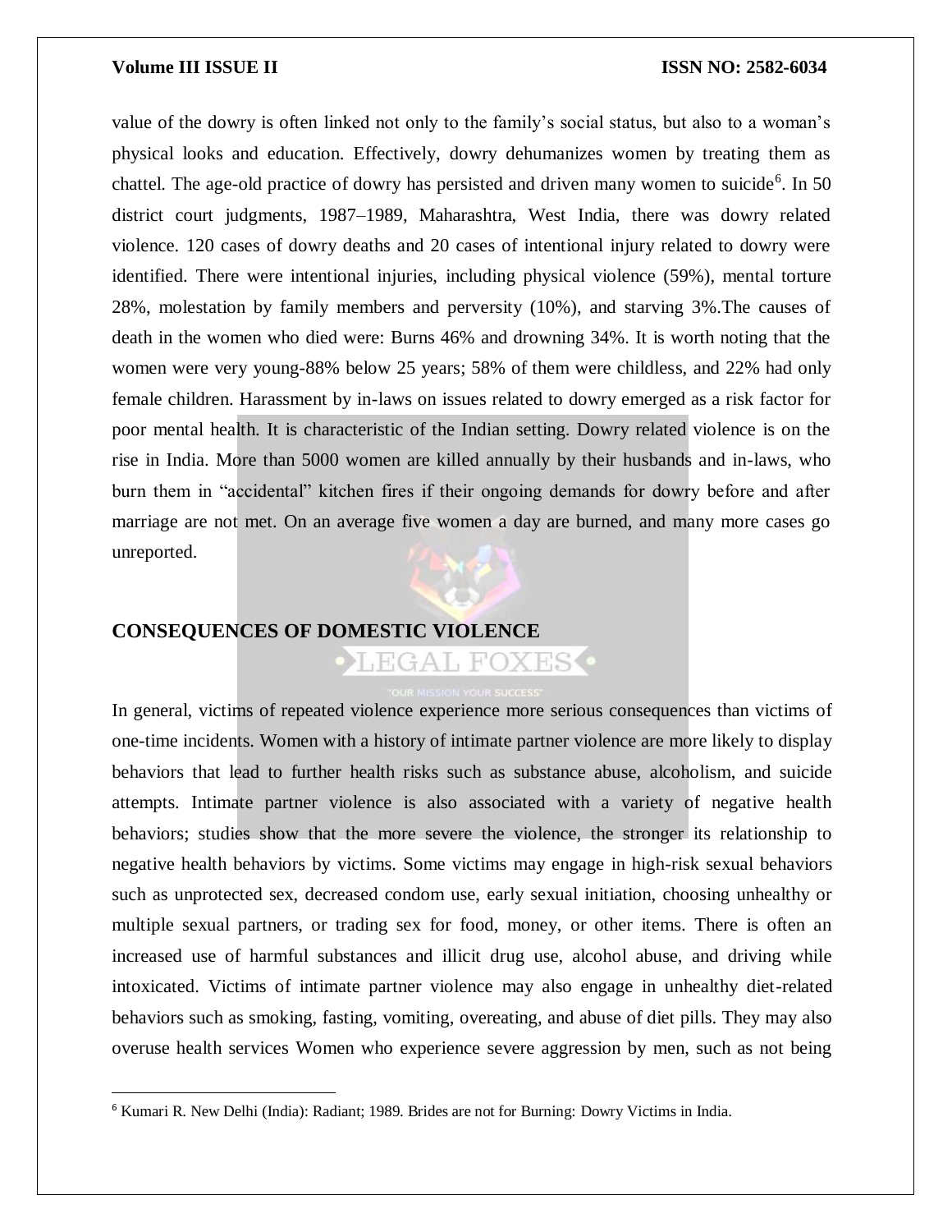value of the dowry is often linked not only to the family's social status, but also to a woman's physical looks and education. Effectively, dowry dehumanizes women by treating them as chattel. The age-old practice of dowry has persisted and driven many women to suicide[6]. In 50 district court judgments, 1987–1989, Maharashtra, West India, there was dowry related violence. 120 cases of dowry deaths and 20 cases of intentional injury related to dowry were identified. There were intentional injuries, including physical violence (59%), mental torture 28%, molestation by family members and perversity (10%), and starving 3%.The causes of death in the women who died were: Burns 46% and drowning 34%. It is worth noting that the women were very young-88% below 25 years; 58% of them were childless, and 22% had only female children. Harassment by in-laws on issues related to dowry emerged as a risk factor for poor mental health. It is characteristic of the Indian setting. Dowry related violence is on the rise in India. More than 5000 women are killed annually by their husbands and in-laws, who burn them in "accidental" kitchen fires if their ongoing demands for dowry before and after marriage are not met. On an average five women a day are burned, and many more cases go unreported.

## CONSEQUENCES OF DOMESTIC VIOLENCE

In general, victims of repeated violence experience more serious consequences than victims of one-time incidents. Women with a history of intimate partner violence are more likely to display behaviors that lead to further health risks such as substance abuse, alcoholism, and suicide attempts. Intimate partner violence is also associated with a variety of negative health behaviors; studies show that the more severe the violence, the stronger its relationship to negative health behaviors by victims. Some victims may engage in high-risk sexual behaviors such as unprotected sex, decreased condom use, early sexual initiation, choosing unhealthy or multiple sexual partners, or trading sex for food, money, or other items. There is often an increased use of harmful substances and illicit drug use, alcohol abuse, and driving while intoxicated. Victims of intimate partner violence may also engage in unhealthy diet-related behaviors such as smoking, fasting, vomiting, overeating, and abuse of diet pills. They may also overuse health services Women who experience severe aggression by men, such as not being

[6] Kumari R. New Delhi (India): Radiant; 1989. Brides are not for Burning: Dowry Victims in India.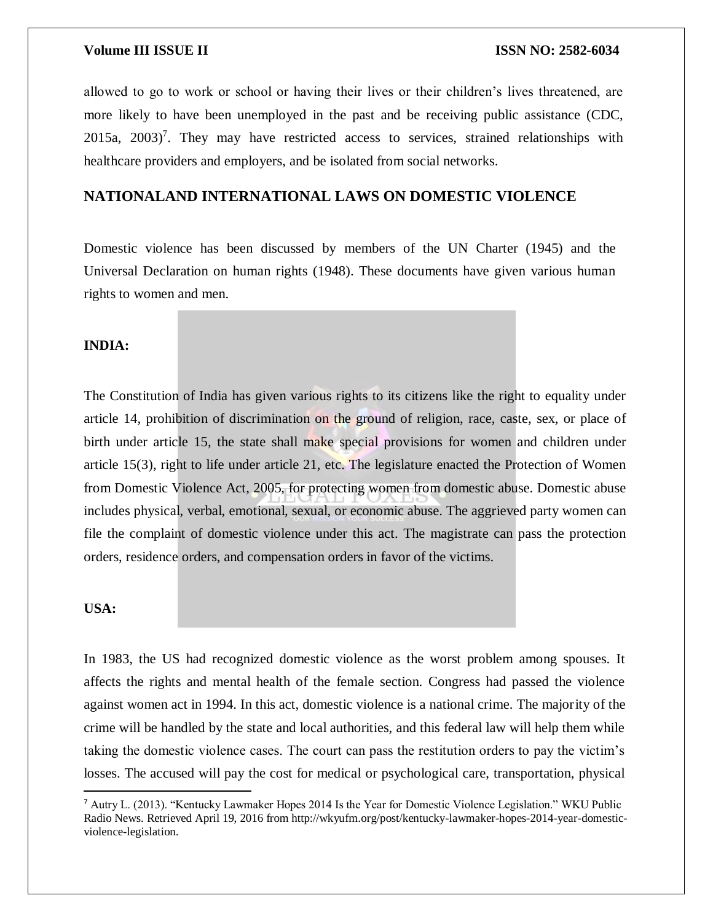allowed to go to work or school or having their lives or their children's lives threatened, are more likely to have been unemployed in the past and be receiving public assistance (CDC, 2015a, 2003)[7]. They may have restricted access to services, strained relationships with healthcare providers and employers, and be isolated from social networks.

## NATIONALAND INTERNATIONAL LAWS ON DOMESTIC VIOLENCE

Domestic violence has been discussed by members of the UN Charter (1945) and the Universal Declaration on human rights (1948). These documents have given various human rights to women and men.

### INDIA:

The Constitution of India has given various rights to its citizens like the right to equality under article 14, prohibition of discrimination on the ground of religion, race, caste, sex, or place of birth under article 15, the state shall make special provisions for women and children under article 15(3), right to life under article 21, etc. The legislature enacted the Protection of Women from Domestic Violence Act, 2005, for protecting women from domestic abuse. Domestic abuse includes physical, verbal, emotional, sexual, or economic abuse. The aggrieved party women can file the complaint of domestic violence under this act. The magistrate can pass the protection orders, residence orders, and compensation orders in favor of the victims.

### USA:

In 1983, the US had recognized domestic violence as the worst problem among spouses. It affects the rights and mental health of the female section. Congress had passed the violence against women act in 1994. In this act, domestic violence is a national crime. The majority of the crime will be handled by the state and local authorities, and this federal law will help them while taking the domestic violence cases. The court can pass the restitution orders to pay the victim's losses. The accused will pay the cost for medical or psychological care, transportation, physical

---

[7] Autry L. (2013). "Kentucky Lawmaker Hopes 2014 Is the Year for Domestic Violence Legislation." WKU Public Radio News. Retrieved April 19, 2016 from http://wkyufm.org/post/kentucky-lawmaker-hopes-2014-year-domestic-violence-legislation.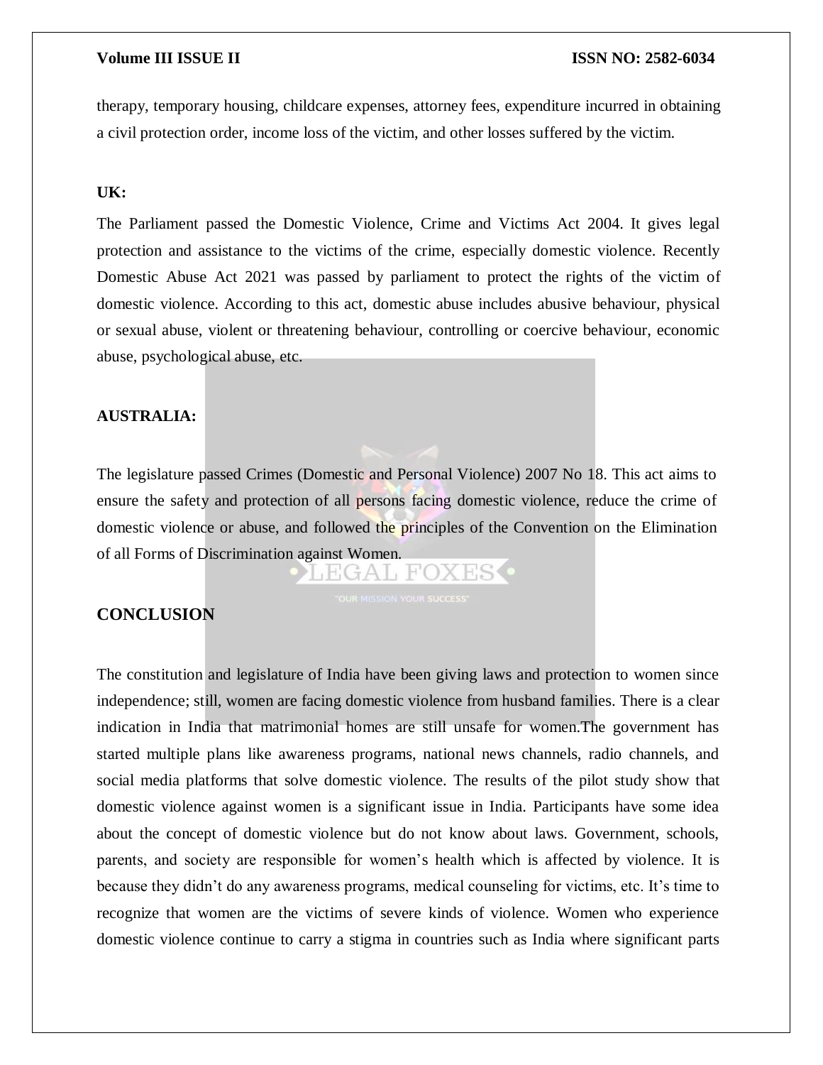therapy, temporary housing, childcare expenses, attorney fees, expenditure incurred in obtaining a civil protection order, income loss of the victim, and other losses suffered by the victim.

**UK:**

The Parliament passed the Domestic Violence, Crime and Victims Act 2004. It gives legal protection and assistance to the victims of the crime, especially domestic violence. Recently Domestic Abuse Act 2021 was passed by parliament to protect the rights of the victim of domestic violence. According to this act, domestic abuse includes abusive behaviour, physical or sexual abuse, violent or threatening behaviour, controlling or coercive behaviour, economic abuse, psychological abuse, etc.

**AUSTRALIA:**

The legislature passed Crimes (Domestic and Personal Violence) 2007 No 18. This act aims to ensure the safety and protection of all persons facing domestic violence, reduce the crime of domestic violence or abuse, and followed the principles of the Convention on the Elimination of all Forms of Discrimination against Women.

## CONCLUSION

The constitution and legislature of India have been giving laws and protection to women since independence; still, women are facing domestic violence from husband families. There is a clear indication in India that matrimonial homes are still unsafe for women.The government has started multiple plans like awareness programs, national news channels, radio channels, and social media platforms that solve domestic violence. The results of the pilot study show that domestic violence against women is a significant issue in India. Participants have some idea about the concept of domestic violence but do not know about laws. Government, schools, parents, and society are responsible for women's health which is affected by violence. It is because they didn't do any awareness programs, medical counseling for victims, etc. It's time to recognize that women are the victims of severe kinds of violence. Women who experience domestic violence continue to carry a stigma in countries such as India where significant parts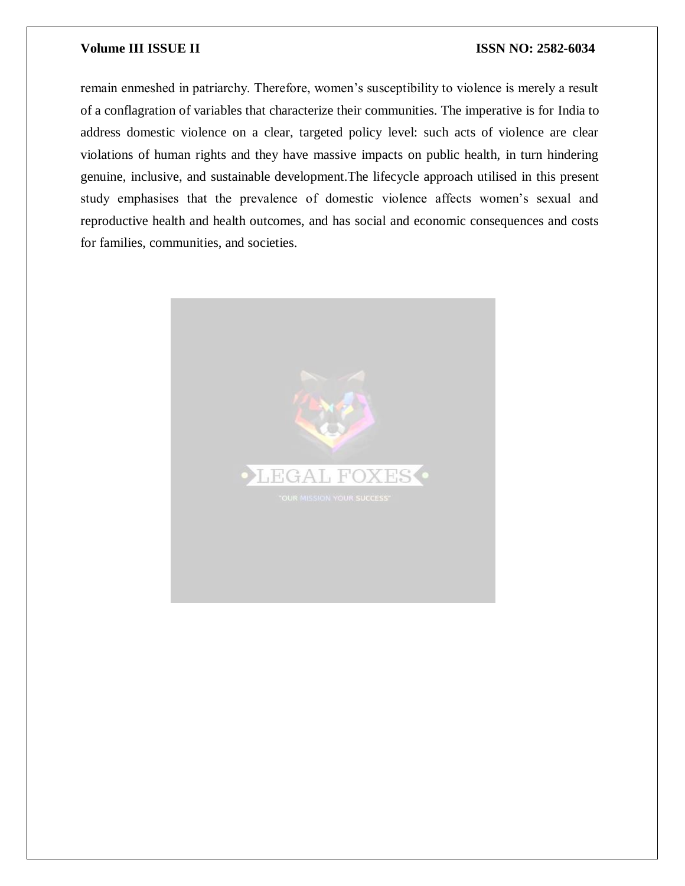remain enmeshed in patriarchy. Therefore, women's susceptibility to violence is merely a result of a conflagration of variables that characterize their communities. The imperative is for India to address domestic violence on a clear, targeted policy level: such acts of violence are clear violations of human rights and they have massive impacts on public health, in turn hindering genuine, inclusive, and sustainable development.The lifecycle approach utilised in this present study emphasises that the prevalence of domestic violence affects women's sexual and reproductive health and health outcomes, and has social and economic consequences and costs for families, communities, and societies.